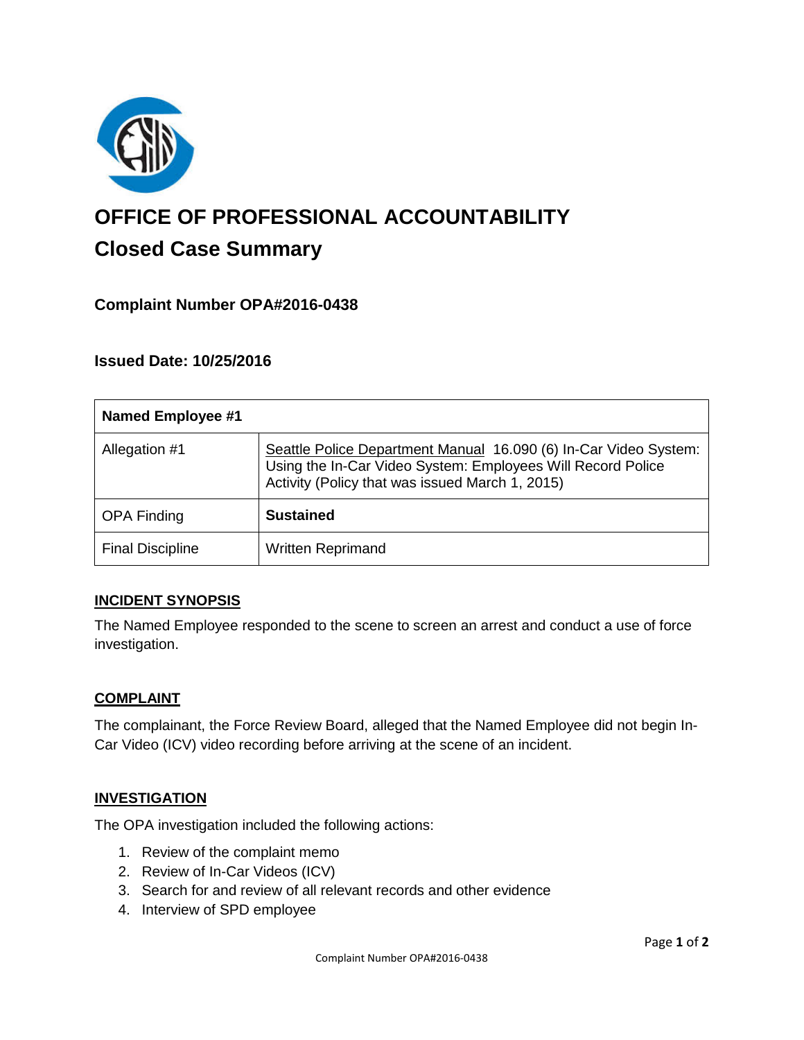# OFFICE OF PROFESSIONAL ACCOUNTABILITY

## Closed Case Summary

### Complaint Number OPA#2016-0438

### Issued Date: 10/25/2016

| Named Employee #1 | |
|---|---|
| Allegation #1 | Seattle Police Department Manual 16.090 (6) In-Car Video System: Using the In-Car Video System: Employees Will Record Police Activity (Policy that was issued March 1, 2015) |
| OPA Finding | **Sustained** |
| Final Discipline | Written Reprimand |

**INCIDENT SYNOPSIS**

The Named Employee responded to the scene to screen an arrest and conduct a use of force investigation.

**COMPLAINT**

The complainant, the Force Review Board, alleged that the Named Employee did not begin In-Car Video (ICV) video recording before arriving at the scene of an incident.

**INVESTIGATION**

The OPA investigation included the following actions:

1. Review of the complaint memo
2. Review of In-Car Videos (ICV)
3. Search for and review of all relevant records and other evidence
4. Interview of SPD employee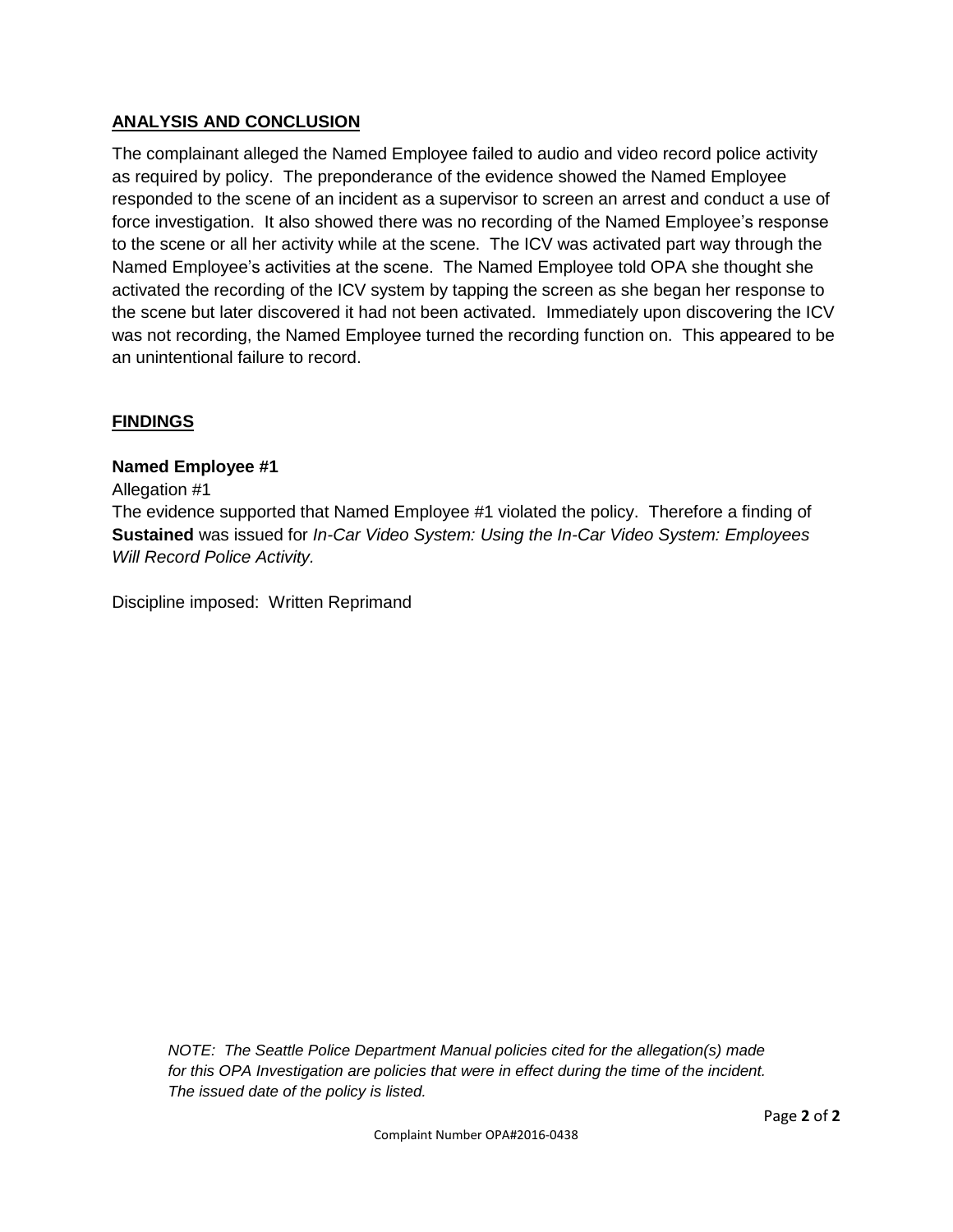## ANALYSIS AND CONCLUSION

The complainant alleged the Named Employee failed to audio and video record police activity as required by policy. The preponderance of the evidence showed the Named Employee responded to the scene of an incident as a supervisor to screen an arrest and conduct a use of force investigation. It also showed there was no recording of the Named Employee's response to the scene or all her activity while at the scene. The ICV was activated part way through the Named Employee's activities at the scene. The Named Employee told OPA she thought she activated the recording of the ICV system by tapping the screen as she began her response to the scene but later discovered it had not been activated. Immediately upon discovering the ICV was not recording, the Named Employee turned the recording function on. This appeared to be an unintentional failure to record.

## FINDINGS

**Named Employee #1**

Allegation #1

The evidence supported that Named Employee #1 violated the policy. Therefore a finding of **Sustained** was issued for *In-Car Video System: Using the In-Car Video System: Employees Will Record Police Activity.*

Discipline imposed: Written Reprimand

*NOTE: The Seattle Police Department Manual policies cited for the allegation(s) made for this OPA Investigation are policies that were in effect during the time of the incident. The issued date of the policy is listed.*

Complaint Number OPA#2016-0438